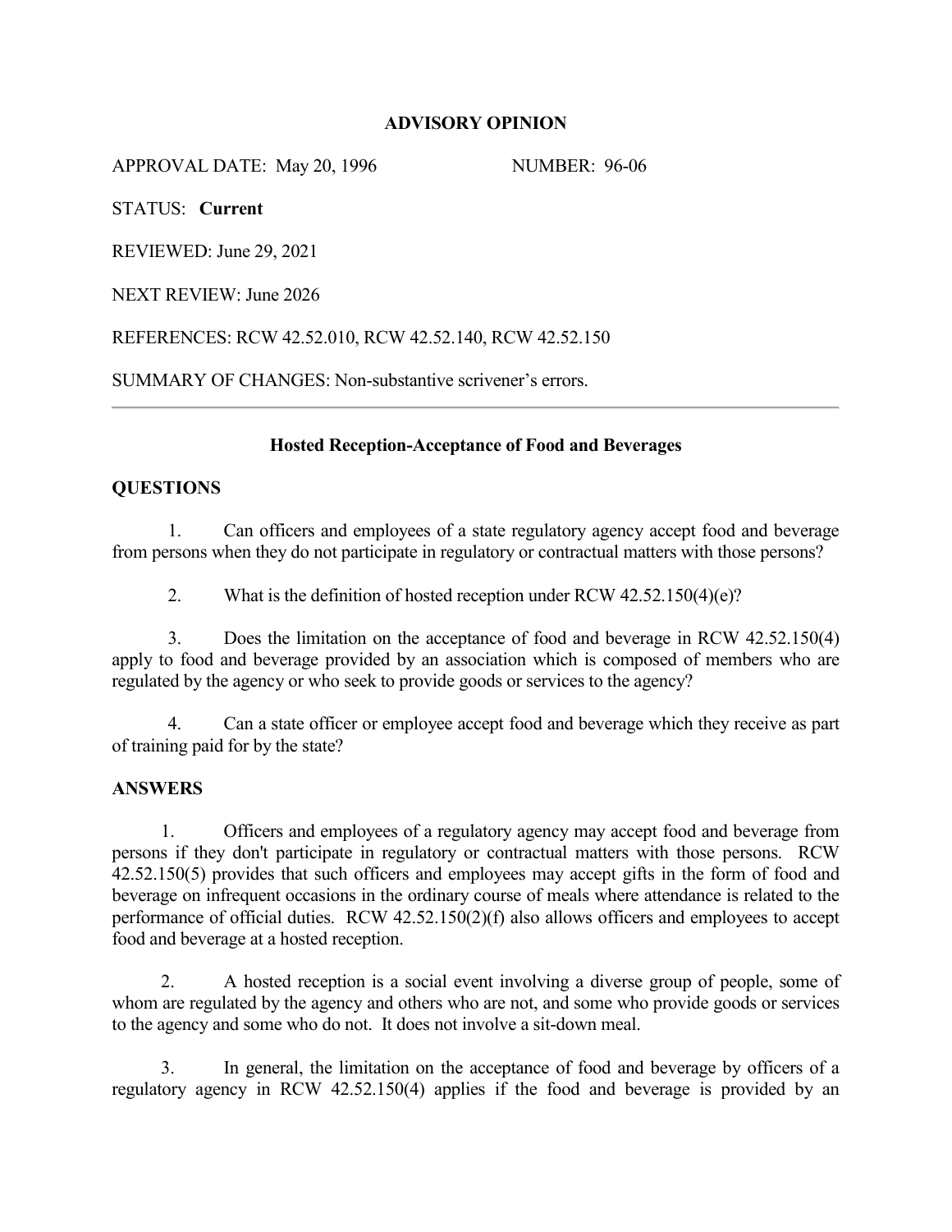# ADVISORY OPINION

APPROVAL DATE: May 20, 1996 NUMBER: 96-06

STATUS: **Current**

REVIEWED: June 29, 2021

NEXT REVIEW: June 2026

REFERENCES: RCW 42.52.010, RCW 42.52.140, RCW 42.52.150

SUMMARY OF CHANGES: Non-substantive scrivener's errors.

---

## Hosted Reception-Acceptance of Food and Beverages

### QUESTIONS

1. Can officers and employees of a state regulatory agency accept food and beverage from persons when they do not participate in regulatory or contractual matters with those persons?

2. What is the definition of hosted reception under RCW 42.52.150(4)(e)?

3. Does the limitation on the acceptance of food and beverage in RCW 42.52.150(4) apply to food and beverage provided by an association which is composed of members who are regulated by the agency or who seek to provide goods or services to the agency?

4. Can a state officer or employee accept food and beverage which they receive as part of training paid for by the state?

### ANSWERS

1. Officers and employees of a regulatory agency may accept food and beverage from persons if they don't participate in regulatory or contractual matters with those persons. RCW 42.52.150(5) provides that such officers and employees may accept gifts in the form of food and beverage on infrequent occasions in the ordinary course of meals where attendance is related to the performance of official duties. RCW 42.52.150(2)(f) also allows officers and employees to accept food and beverage at a hosted reception.

2. A hosted reception is a social event involving a diverse group of people, some of whom are regulated by the agency and others who are not, and some who provide goods or services to the agency and some who do not. It does not involve a sit-down meal.

3. In general, the limitation on the acceptance of food and beverage by officers of a regulatory agency in RCW 42.52.150(4) applies if the food and beverage is provided by an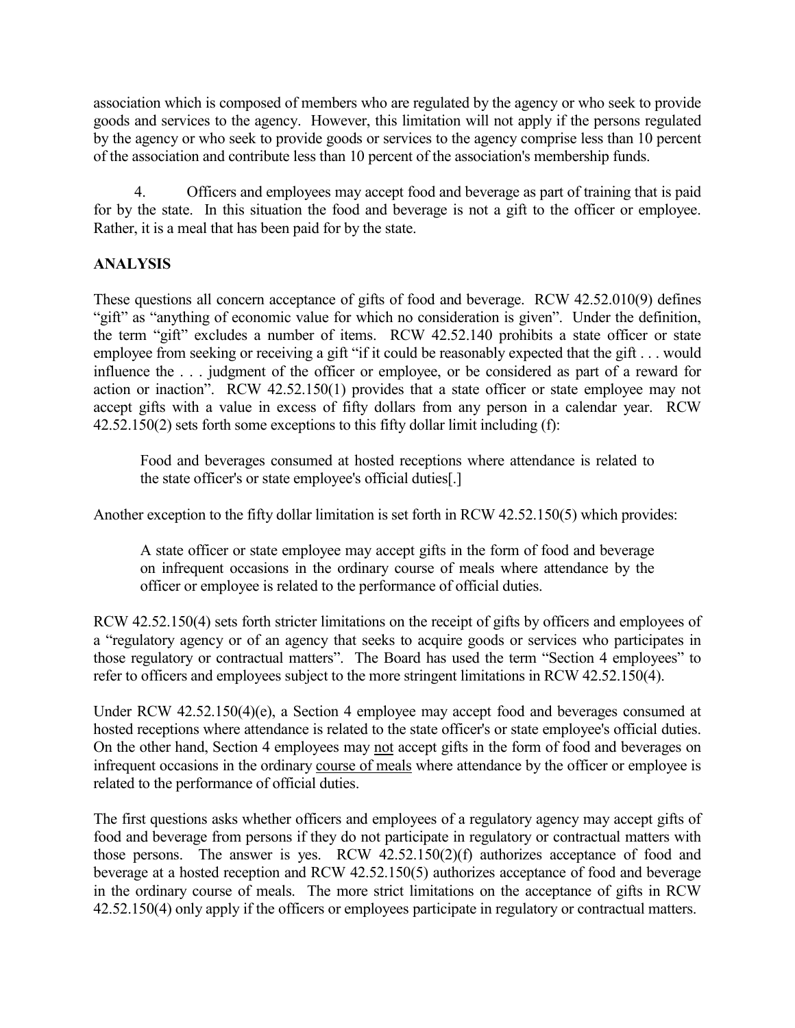association which is composed of members who are regulated by the agency or who seek to provide goods and services to the agency. However, this limitation will not apply if the persons regulated by the agency or who seek to provide goods or services to the agency comprise less than 10 percent of the association and contribute less than 10 percent of the association's membership funds.

4. Officers and employees may accept food and beverage as part of training that is paid for by the state. In this situation the food and beverage is not a gift to the officer or employee. Rather, it is a meal that has been paid for by the state.

## ANALYSIS

These questions all concern acceptance of gifts of food and beverage. RCW 42.52.010(9) defines "gift" as "anything of economic value for which no consideration is given". Under the definition, the term "gift" excludes a number of items. RCW 42.52.140 prohibits a state officer or state employee from seeking or receiving a gift "if it could be reasonably expected that the gift . . . would influence the . . . judgment of the officer or employee, or be considered as part of a reward for action or inaction". RCW 42.52.150(1) provides that a state officer or state employee may not accept gifts with a value in excess of fifty dollars from any person in a calendar year. RCW 42.52.150(2) sets forth some exceptions to this fifty dollar limit including (f):

> Food and beverages consumed at hosted receptions where attendance is related to the state officer's or state employee's official duties[.]

Another exception to the fifty dollar limitation is set forth in RCW 42.52.150(5) which provides:

> A state officer or state employee may accept gifts in the form of food and beverage on infrequent occasions in the ordinary course of meals where attendance by the officer or employee is related to the performance of official duties.

RCW 42.52.150(4) sets forth stricter limitations on the receipt of gifts by officers and employees of a "regulatory agency or of an agency that seeks to acquire goods or services who participates in those regulatory or contractual matters". The Board has used the term "Section 4 employees" to refer to officers and employees subject to the more stringent limitations in RCW 42.52.150(4).

Under RCW 42.52.150(4)(e), a Section 4 employee may accept food and beverages consumed at hosted receptions where attendance is related to the state officer's or state employee's official duties. On the other hand, Section 4 employees may <u>not</u> accept gifts in the form of food and beverages on infrequent occasions in the ordinary <u>course of meals</u> where attendance by the officer or employee is related to the performance of official duties.

The first questions asks whether officers and employees of a regulatory agency may accept gifts of food and beverage from persons if they do not participate in regulatory or contractual matters with those persons. The answer is yes. RCW 42.52.150(2)(f) authorizes acceptance of food and beverage at a hosted reception and RCW 42.52.150(5) authorizes acceptance of food and beverage in the ordinary course of meals. The more strict limitations on the acceptance of gifts in RCW 42.52.150(4) only apply if the officers or employees participate in regulatory or contractual matters.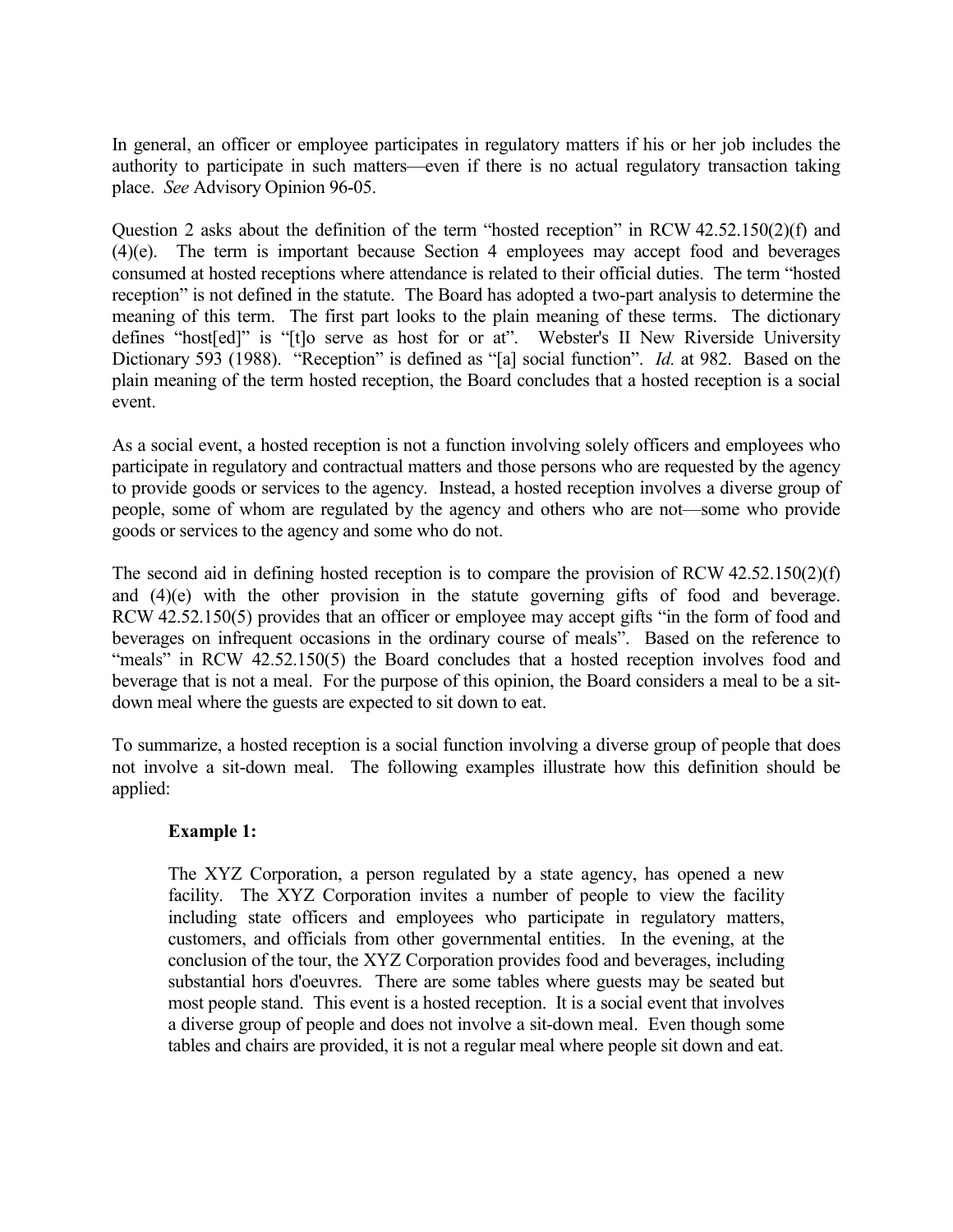In general, an officer or employee participates in regulatory matters if his or her job includes the authority to participate in such matters—even if there is no actual regulatory transaction taking place. *See* Advisory Opinion 96-05.

Question 2 asks about the definition of the term "hosted reception" in RCW 42.52.150(2)(f) and (4)(e). The term is important because Section 4 employees may accept food and beverages consumed at hosted receptions where attendance is related to their official duties. The term "hosted reception" is not defined in the statute. The Board has adopted a two-part analysis to determine the meaning of this term. The first part looks to the plain meaning of these terms. The dictionary defines "host[ed]" is "[t]o serve as host for or at". Webster's II New Riverside University Dictionary 593 (1988). "Reception" is defined as "[a] social function". *Id.* at 982. Based on the plain meaning of the term hosted reception, the Board concludes that a hosted reception is a social event.

As a social event, a hosted reception is not a function involving solely officers and employees who participate in regulatory and contractual matters and those persons who are requested by the agency to provide goods or services to the agency. Instead, a hosted reception involves a diverse group of people, some of whom are regulated by the agency and others who are not—some who provide goods or services to the agency and some who do not.

The second aid in defining hosted reception is to compare the provision of RCW 42.52.150(2)(f) and (4)(e) with the other provision in the statute governing gifts of food and beverage. RCW 42.52.150(5) provides that an officer or employee may accept gifts "in the form of food and beverages on infrequent occasions in the ordinary course of meals". Based on the reference to "meals" in RCW 42.52.150(5) the Board concludes that a hosted reception involves food and beverage that is not a meal. For the purpose of this opinion, the Board considers a meal to be a sit-down meal where the guests are expected to sit down to eat.

To summarize, a hosted reception is a social function involving a diverse group of people that does not involve a sit-down meal. The following examples illustrate how this definition should be applied:

**Example 1:**

The XYZ Corporation, a person regulated by a state agency, has opened a new facility. The XYZ Corporation invites a number of people to view the facility including state officers and employees who participate in regulatory matters, customers, and officials from other governmental entities. In the evening, at the conclusion of the tour, the XYZ Corporation provides food and beverages, including substantial hors d'oeuvres. There are some tables where guests may be seated but most people stand. This event is a hosted reception. It is a social event that involves a diverse group of people and does not involve a sit-down meal. Even though some tables and chairs are provided, it is not a regular meal where people sit down and eat.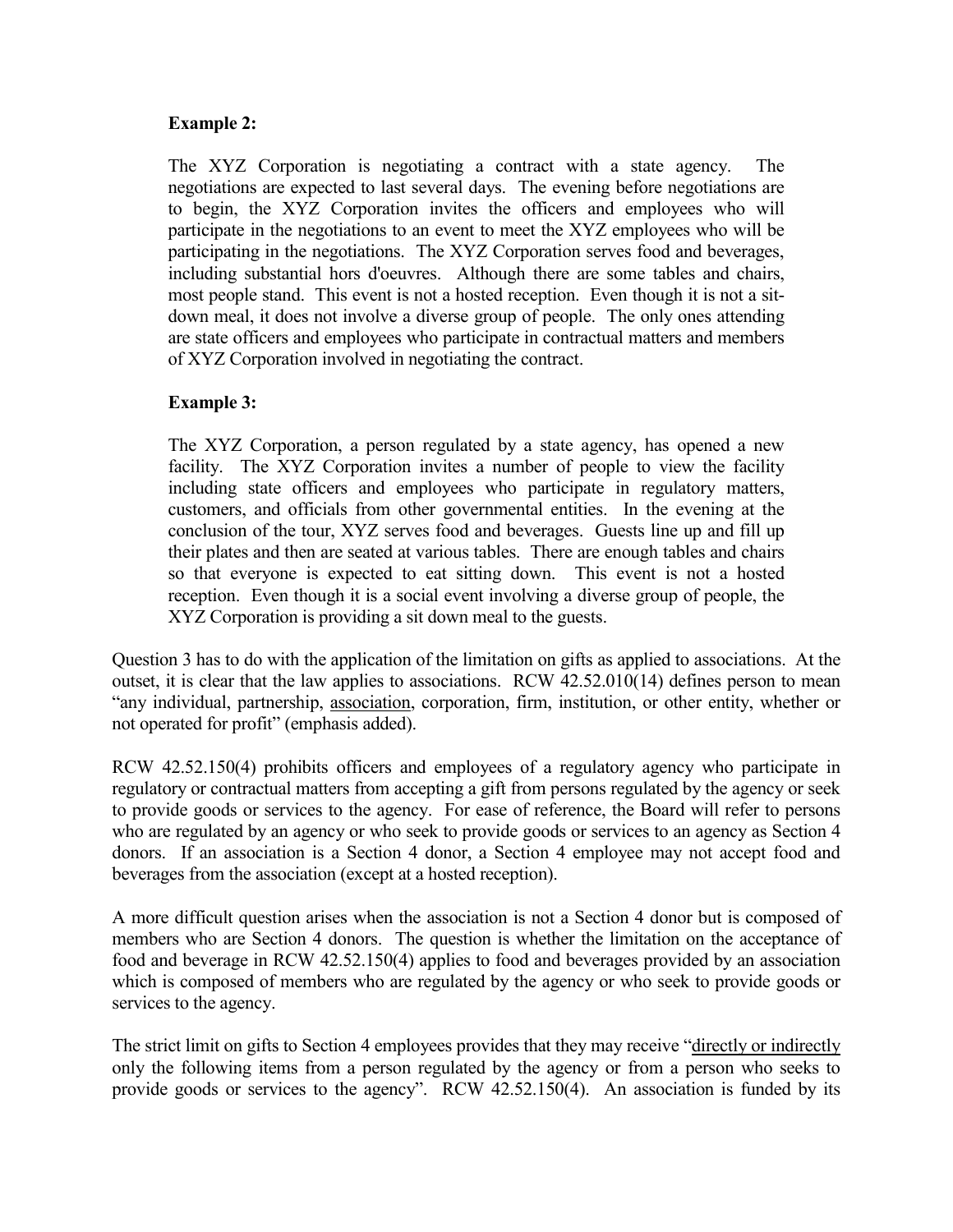**Example 2:**

The XYZ Corporation is negotiating a contract with a state agency. The negotiations are expected to last several days. The evening before negotiations are to begin, the XYZ Corporation invites the officers and employees who will participate in the negotiations to an event to meet the XYZ employees who will be participating in the negotiations. The XYZ Corporation serves food and beverages, including substantial hors d'oeuvres. Although there are some tables and chairs, most people stand. This event is not a hosted reception. Even though it is not a sit-down meal, it does not involve a diverse group of people. The only ones attending are state officers and employees who participate in contractual matters and members of XYZ Corporation involved in negotiating the contract.

**Example 3:**

The XYZ Corporation, a person regulated by a state agency, has opened a new facility. The XYZ Corporation invites a number of people to view the facility including state officers and employees who participate in regulatory matters, customers, and officials from other governmental entities. In the evening at the conclusion of the tour, XYZ serves food and beverages. Guests line up and fill up their plates and then are seated at various tables. There are enough tables and chairs so that everyone is expected to eat sitting down. This event is not a hosted reception. Even though it is a social event involving a diverse group of people, the XYZ Corporation is providing a sit down meal to the guests.

Question 3 has to do with the application of the limitation on gifts as applied to associations. At the outset, it is clear that the law applies to associations. RCW 42.52.010(14) defines person to mean "any individual, partnership, <u>association</u>, corporation, firm, institution, or other entity, whether or not operated for profit" (emphasis added).

RCW 42.52.150(4) prohibits officers and employees of a regulatory agency who participate in regulatory or contractual matters from accepting a gift from persons regulated by the agency or seek to provide goods or services to the agency. For ease of reference, the Board will refer to persons who are regulated by an agency or who seek to provide goods or services to an agency as Section 4 donors. If an association is a Section 4 donor, a Section 4 employee may not accept food and beverages from the association (except at a hosted reception).

A more difficult question arises when the association is not a Section 4 donor but is composed of members who are Section 4 donors. The question is whether the limitation on the acceptance of food and beverage in RCW 42.52.150(4) applies to food and beverages provided by an association which is composed of members who are regulated by the agency or who seek to provide goods or services to the agency.

The strict limit on gifts to Section 4 employees provides that they may receive "<u>directly or indirectly</u> only the following items from a person regulated by the agency or from a person who seeks to provide goods or services to the agency". RCW 42.52.150(4). An association is funded by its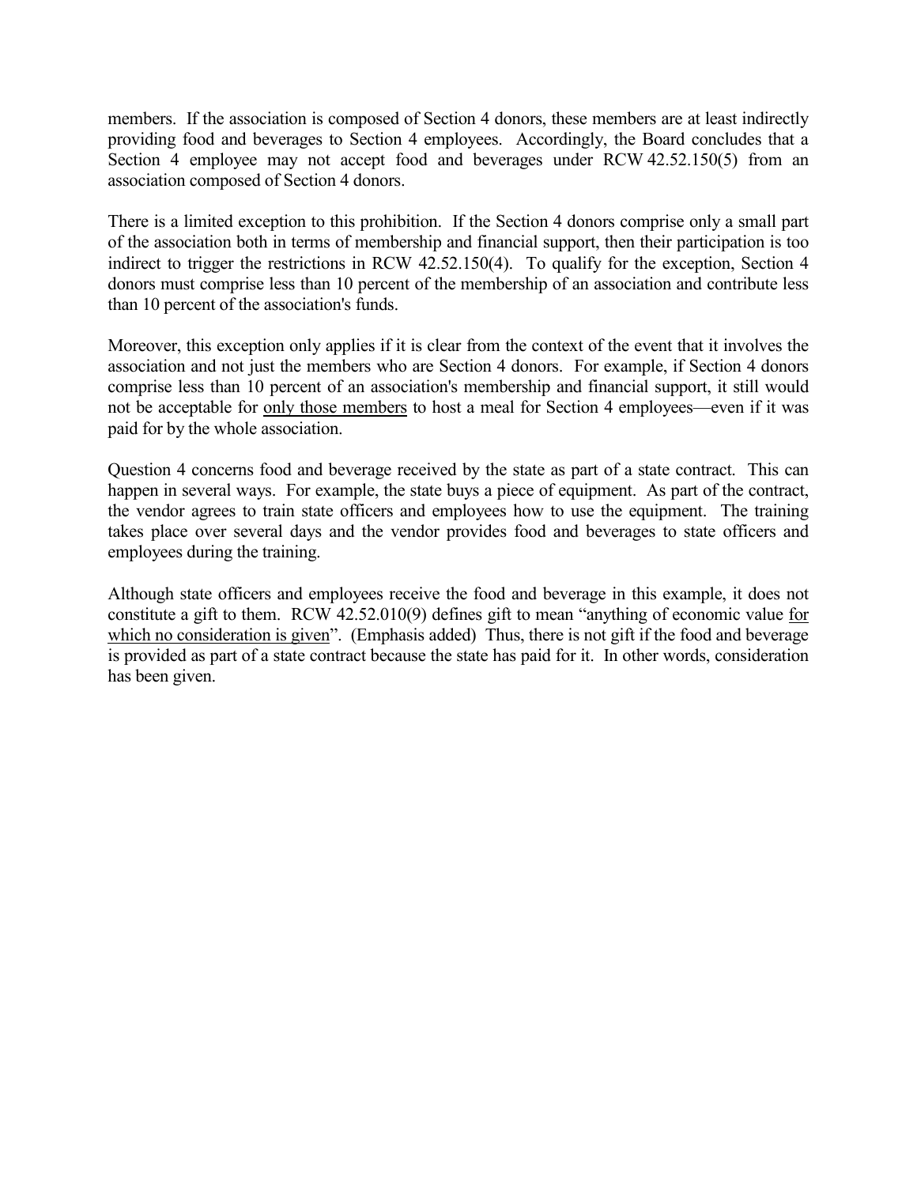members. If the association is composed of Section 4 donors, these members are at least indirectly providing food and beverages to Section 4 employees. Accordingly, the Board concludes that a Section 4 employee may not accept food and beverages under RCW 42.52.150(5) from an association composed of Section 4 donors.

There is a limited exception to this prohibition. If the Section 4 donors comprise only a small part of the association both in terms of membership and financial support, then their participation is too indirect to trigger the restrictions in RCW 42.52.150(4). To qualify for the exception, Section 4 donors must comprise less than 10 percent of the membership of an association and contribute less than 10 percent of the association's funds.

Moreover, this exception only applies if it is clear from the context of the event that it involves the association and not just the members who are Section 4 donors. For example, if Section 4 donors comprise less than 10 percent of an association's membership and financial support, it still would not be acceptable for <u>only those members</u> to host a meal for Section 4 employees—even if it was paid for by the whole association.

Question 4 concerns food and beverage received by the state as part of a state contract. This can happen in several ways. For example, the state buys a piece of equipment. As part of the contract, the vendor agrees to train state officers and employees how to use the equipment. The training takes place over several days and the vendor provides food and beverages to state officers and employees during the training.

Although state officers and employees receive the food and beverage in this example, it does not constitute a gift to them. RCW 42.52.010(9) defines gift to mean "anything of economic value <u>for which no consideration is given</u>". (Emphasis added) Thus, there is not gift if the food and beverage is provided as part of a state contract because the state has paid for it. In other words, consideration has been given.